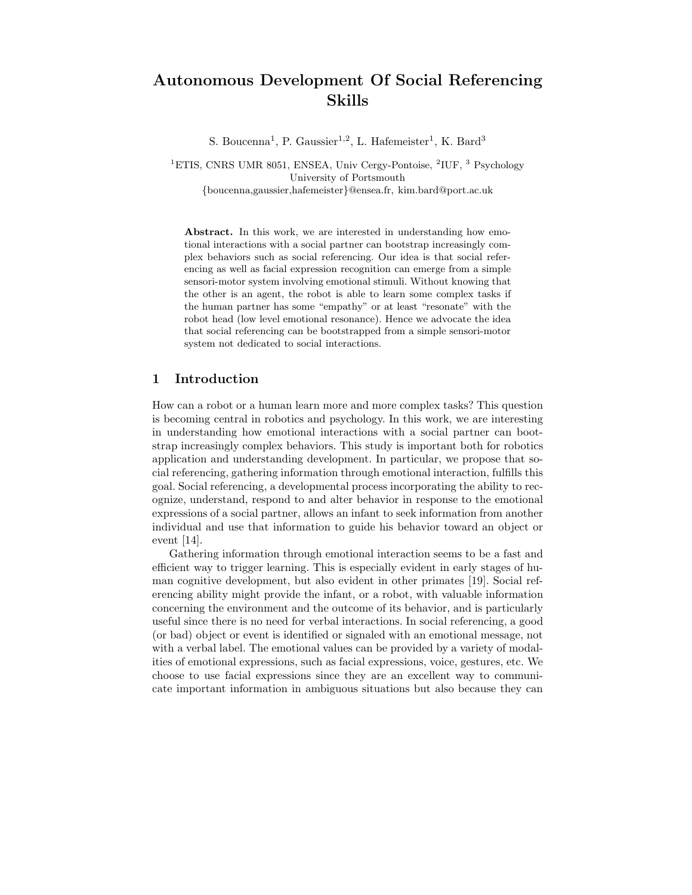# Autonomous Development Of Social Referencing Skills

S. Boucenna[1], P. Gaussier[1,2], L. Hafemeister[1], K. Bard[3]

[1]ETIS, CNRS UMR 8051, ENSEA, Univ Cergy-Pontoise, [2]IUF, [3] Psychology University of Portsmouth
{boucenna,gaussier,hafemeister}@ensea.fr, kim.bard@port.ac.uk

**Abstract.** In this work, we are interested in understanding how emotional interactions with a social partner can bootstrap increasingly complex behaviors such as social referencing. Our idea is that social referencing as well as facial expression recognition can emerge from a simple sensori-motor system involving emotional stimuli. Without knowing that the other is an agent, the robot is able to learn some complex tasks if the human partner has some "empathy" or at least "resonate" with the robot head (low level emotional resonance). Hence we advocate the idea that social referencing can be bootstrapped from a simple sensori-motor system not dedicated to social interactions.

## 1 Introduction

How can a robot or a human learn more and more complex tasks? This question is becoming central in robotics and psychology. In this work, we are interesting in understanding how emotional interactions with a social partner can bootstrap increasingly complex behaviors. This study is important both for robotics application and understanding development. In particular, we propose that social referencing, gathering information through emotional interaction, fulfills this goal. Social referencing, a developmental process incorporating the ability to recognize, understand, respond to and alter behavior in response to the emotional expressions of a social partner, allows an infant to seek information from another individual and use that information to guide his behavior toward an object or event [14].

Gathering information through emotional interaction seems to be a fast and efficient way to trigger learning. This is especially evident in early stages of human cognitive development, but also evident in other primates [19]. Social referencing ability might provide the infant, or a robot, with valuable information concerning the environment and the outcome of its behavior, and is particularly useful since there is no need for verbal interactions. In social referencing, a good (or bad) object or event is identified or signaled with an emotional message, not with a verbal label. The emotional values can be provided by a variety of modalities of emotional expressions, such as facial expressions, voice, gestures, etc. We choose to use facial expressions since they are an excellent way to communicate important information in ambiguous situations but also because they can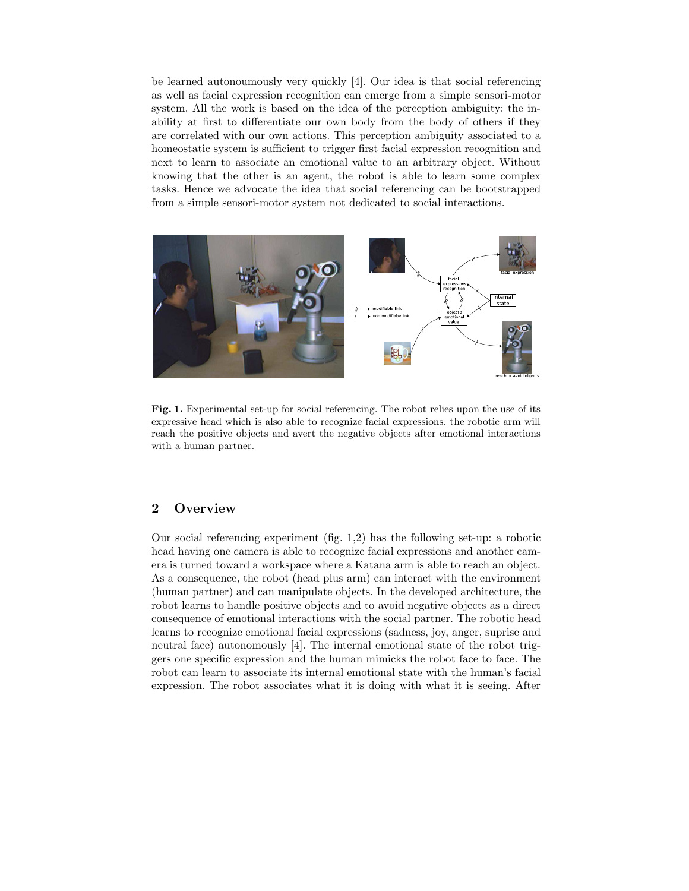be learned autonoumously very quickly [4]. Our idea is that social referencing as well as facial expression recognition can emerge from a simple sensori-motor system. All the work is based on the idea of the perception ambiguity: the inability at first to differentiate our own body from the body of others if they are correlated with our own actions. This perception ambiguity associated to a homeostatic system is sufficient to trigger first facial expression recognition and next to learn to associate an emotional value to an arbitrary object. Without knowing that the other is an agent, the robot is able to learn some complex tasks. Hence we advocate the idea that social referencing can be bootstrapped from a simple sensori-motor system not dedicated to social interactions.

**Fig. 1.** Experimental set-up for social referencing. The robot relies upon the use of its expressive head which is also able to recognize facial expressions. the robotic arm will reach the positive objects and avert the negative objects after emotional interactions with a human partner.

## 2 Overview

Our social referencing experiment (fig. 1,2) has the following set-up: a robotic head having one camera is able to recognize facial expressions and another camera is turned toward a workspace where a Katana arm is able to reach an object. As a consequence, the robot (head plus arm) can interact with the environment (human partner) and can manipulate objects. In the developed architecture, the robot learns to handle positive objects and to avoid negative objects as a direct consequence of emotional interactions with the social partner. The robotic head learns to recognize emotional facial expressions (sadness, joy, anger, suprise and neutral face) autonomously [4]. The internal emotional state of the robot triggers one specific expression and the human mimicks the robot face to face. The robot can learn to associate its internal emotional state with the human's facial expression. The robot associates what it is doing with what it is seeing. After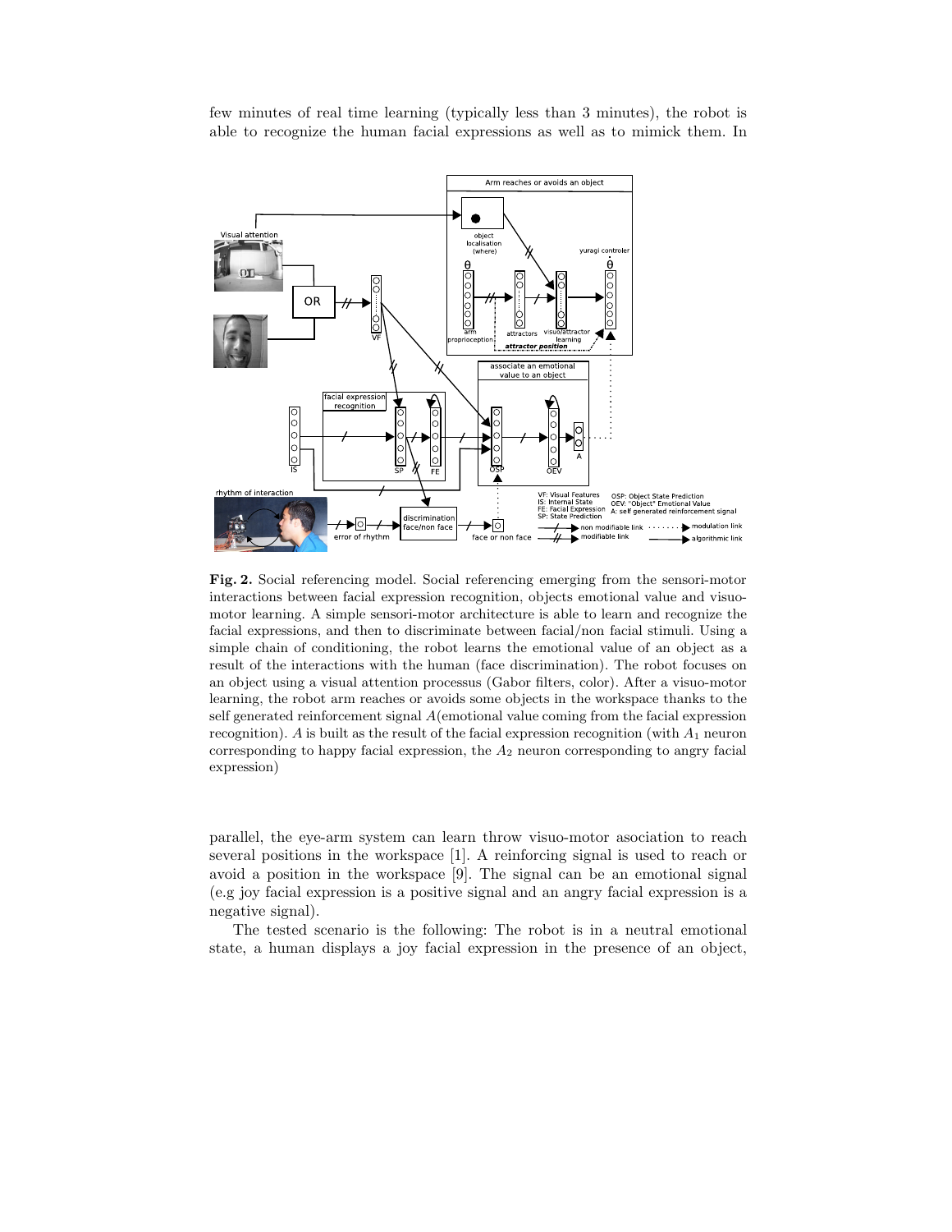few minutes of real time learning (typically less than 3 minutes), the robot is able to recognize the human facial expressions as well as to mimick them. In

**Fig. 2.** Social referencing model. Social referencing emerging from the sensori-motor interactions between facial expression recognition, objects emotional value and visuo-motor learning. A simple sensori-motor architecture is able to learn and recognize the facial expressions, and then to discriminate between facial/non facial stimuli. Using a simple chain of conditioning, the robot learns the emotional value of an object as a result of the interactions with the human (face discrimination). The robot focuses on an object using a visual attention processus (Gabor filters, color). After a visuo-motor learning, the robot arm reaches or avoids some objects in the workspace thanks to the self generated reinforcement signal $A$(emotional value coming from the facial expression recognition). $A$ is built as the result of the facial expression recognition (with $A_1$ neuron corresponding to happy facial expression, the $A_2$ neuron corresponding to angry facial expression)

parallel, the eye-arm system can learn throw visuo-motor asociation to reach several positions in the workspace [1]. A reinforcing signal is used to reach or avoid a position in the workspace [9]. The signal can be an emotional signal (e.g joy facial expression is a positive signal and an angry facial expression is a negative signal).

The tested scenario is the following: The robot is in a neutral emotional state, a human displays a joy facial expression in the presence of an object,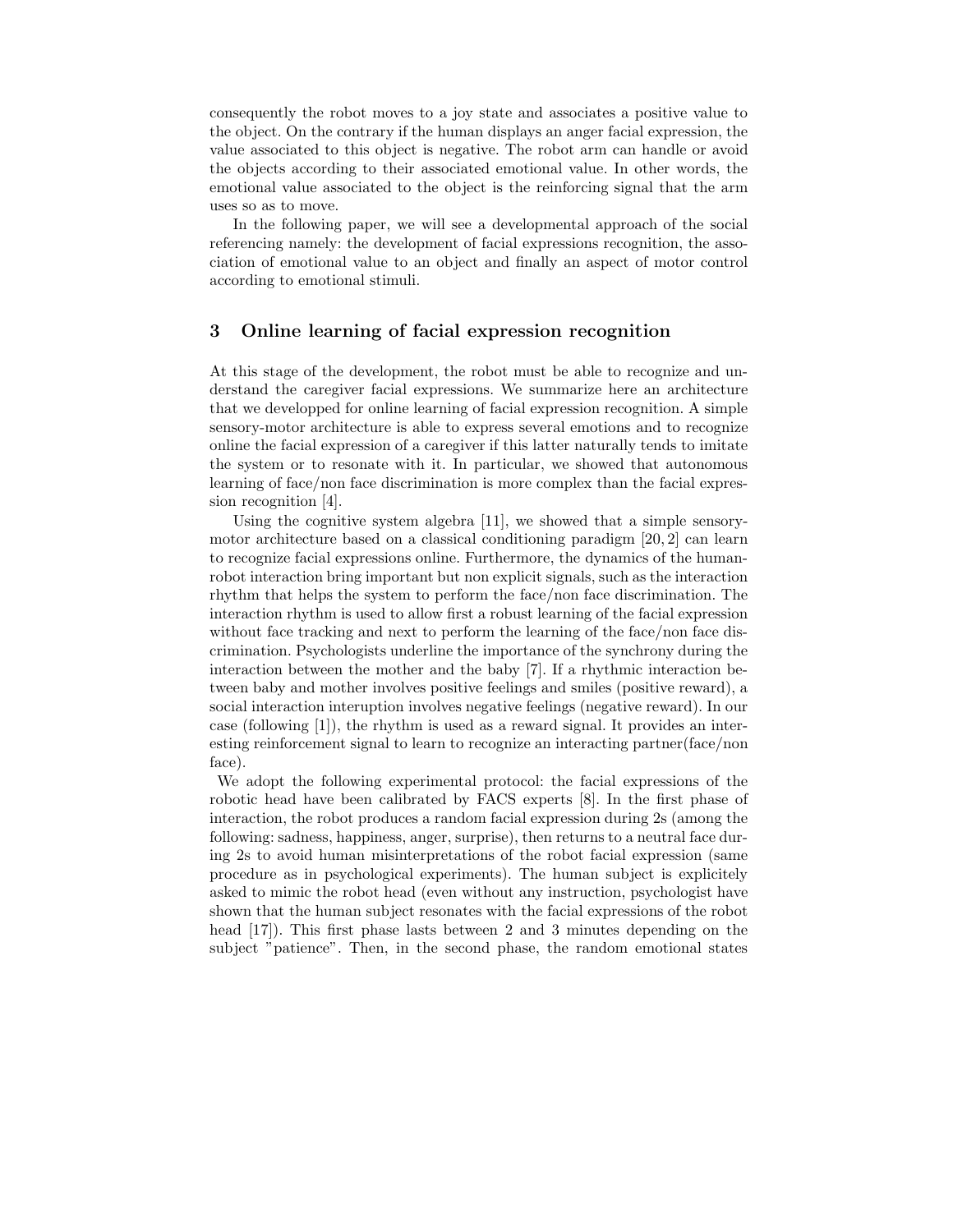consequently the robot moves to a joy state and associates a positive value to the object. On the contrary if the human displays an anger facial expression, the value associated to this object is negative. The robot arm can handle or avoid the objects according to their associated emotional value. In other words, the emotional value associated to the object is the reinforcing signal that the arm uses so as to move.

In the following paper, we will see a developmental approach of the social referencing namely: the development of facial expressions recognition, the association of emotional value to an object and finally an aspect of motor control according to emotional stimuli.

## 3 Online learning of facial expression recognition

At this stage of the development, the robot must be able to recognize and understand the caregiver facial expressions. We summarize here an architecture that we developped for online learning of facial expression recognition. A simple sensory-motor architecture is able to express several emotions and to recognize online the facial expression of a caregiver if this latter naturally tends to imitate the system or to resonate with it. In particular, we showed that autonomous learning of face/non face discrimination is more complex than the facial expression recognition [4].

Using the cognitive system algebra [11], we showed that a simple sensory-motor architecture based on a classical conditioning paradigm [20, 2] can learn to recognize facial expressions online. Furthermore, the dynamics of the human-robot interaction bring important but non explicit signals, such as the interaction rhythm that helps the system to perform the face/non face discrimination. The interaction rhythm is used to allow first a robust learning of the facial expression without face tracking and next to perform the learning of the face/non face discrimination. Psychologists underline the importance of the synchrony during the interaction between the mother and the baby [7]. If a rhythmic interaction between baby and mother involves positive feelings and smiles (positive reward), a social interaction interuption involves negative feelings (negative reward). In our case (following [1]), the rhythm is used as a reward signal. It provides an interesting reinforcement signal to learn to recognize an interacting partner(face/non face).

We adopt the following experimental protocol: the facial expressions of the robotic head have been calibrated by FACS experts [8]. In the first phase of interaction, the robot produces a random facial expression during 2s (among the following: sadness, happiness, anger, surprise), then returns to a neutral face during 2s to avoid human misinterpretations of the robot facial expression (same procedure as in psychological experiments). The human subject is explicitely asked to mimic the robot head (even without any instruction, psychologist have shown that the human subject resonates with the facial expressions of the robot head [17]). This first phase lasts between 2 and 3 minutes depending on the subject "patience". Then, in the second phase, the random emotional states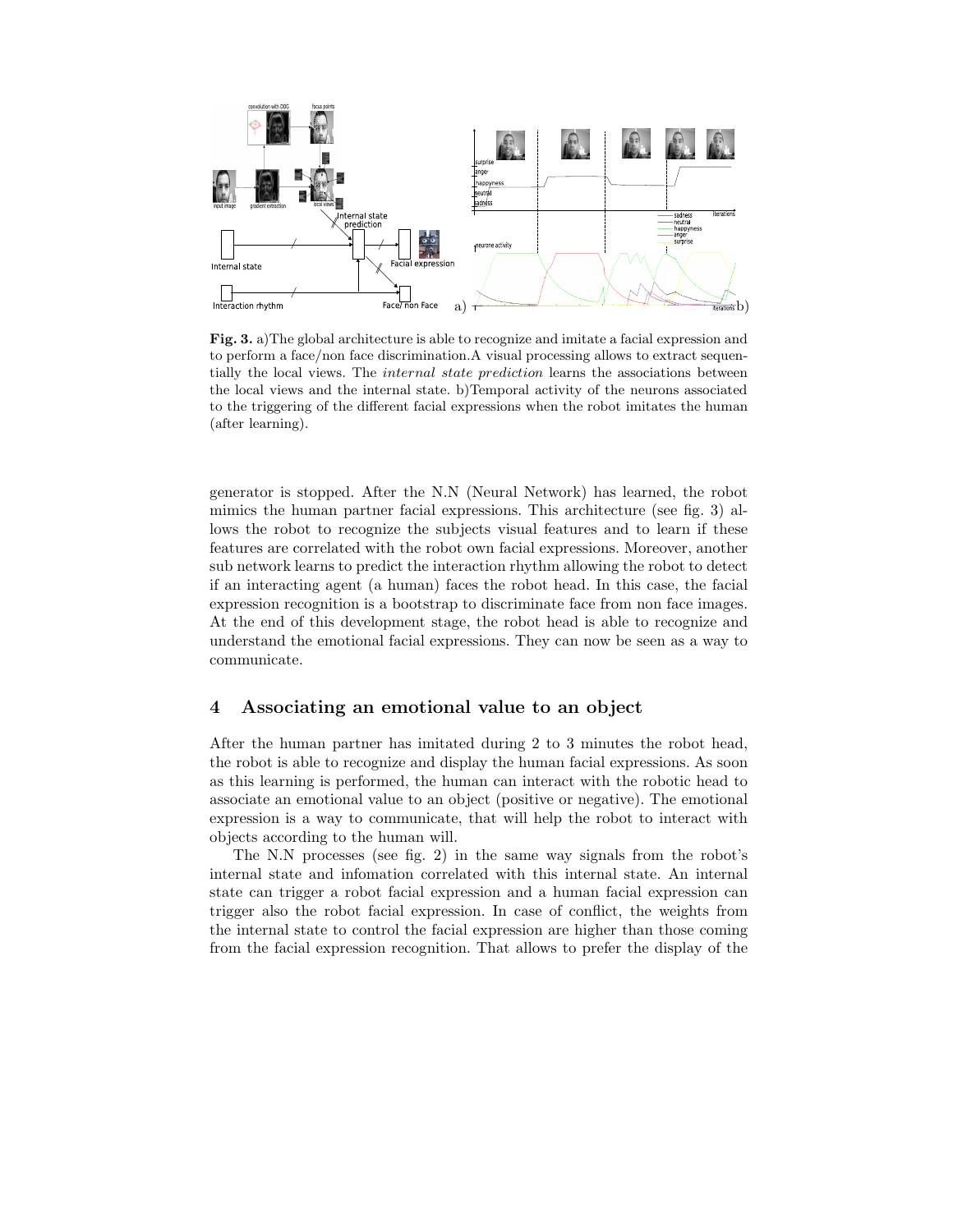convolution with DOG

focus points

input image

gradient extraction

local views

Internal state prediction

Internal state

Facial expression

Interaction rhythm

Face/non Face

a)

surprise

anger

happyness

neutral

sadness

iterations

sadness

neutral

happyness

anger

surprise

neurone activity

iterations

b)

**Fig. 3.** a)The global architecture is able to recognize and imitate a facial expression and to perform a face/non face discrimination.A visual processing allows to extract sequentially the local views. The *internal state prediction* learns the associations between the local views and the internal state. b)Temporal activity of the neurons associated to the triggering of the different facial expressions when the robot imitates the human (after learning).

generator is stopped. After the N.N (Neural Network) has learned, the robot mimics the human partner facial expressions. This architecture (see fig. 3) allows the robot to recognize the subjects visual features and to learn if these features are correlated with the robot own facial expressions. Moreover, another sub network learns to predict the interaction rhythm allowing the robot to detect if an interacting agent (a human) faces the robot head. In this case, the facial expression recognition is a bootstrap to discriminate face from non face images. At the end of this development stage, the robot head is able to recognize and understand the emotional facial expressions. They can now be seen as a way to communicate.

## 4 Associating an emotional value to an object

After the human partner has imitated during 2 to 3 minutes the robot head, the robot is able to recognize and display the human facial expressions. As soon as this learning is performed, the human can interact with the robotic head to associate an emotional value to an object (positive or negative). The emotional expression is a way to communicate, that will help the robot to interact with objects according to the human will.

The N.N processes (see fig. 2) in the same way signals from the robot's internal state and infomation correlated with this internal state. An internal state can trigger a robot facial expression and a human facial expression can trigger also the robot facial expression. In case of conflict, the weights from the internal state to control the facial expression are higher than those coming from the facial expression recognition. That allows to prefer the display of the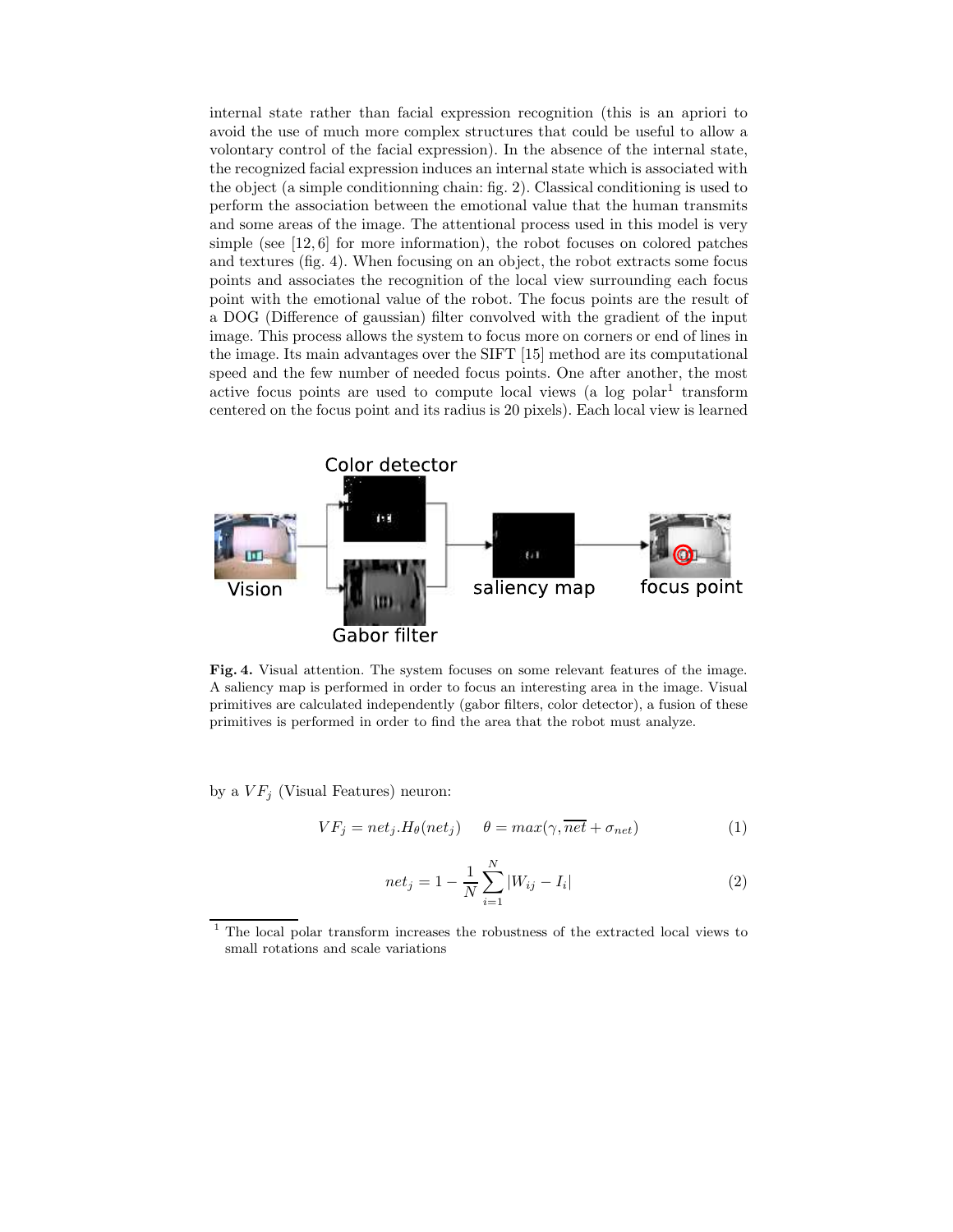internal state rather than facial expression recognition (this is an apriori to avoid the use of much more complex structures that could be useful to allow a volontary control of the facial expression). In the absence of the internal state, the recognized facial expression induces an internal state which is associated with the object (a simple conditionning chain: fig. 2). Classical conditioning is used to perform the association between the emotional value that the human transmits and some areas of the image. The attentional process used in this model is very simple (see [12, 6] for more information), the robot focuses on colored patches and textures (fig. 4). When focusing on an object, the robot extracts some focus points and associates the recognition of the local view surrounding each focus point with the emotional value of the robot. The focus points are the result of a DOG (Difference of gaussian) filter convolved with the gradient of the input image. This process allows the system to focus more on corners or end of lines in the image. Its main advantages over the SIFT [15] method are its computational speed and the few number of needed focus points. One after another, the most active focus points are used to compute local views (a log polar[1] transform centered on the focus point and its radius is 20 pixels). Each local view is learned

**Fig. 4.** Visual attention. The system focuses on some relevant features of the image. A saliency map is performed in order to focus an interesting area in the image. Visual primitives are calculated independently (gabor filters, color detector), a fusion of these primitives is performed in order to find the area that the robot must analyze.

by a $VF_j$ (Visual Features) neuron:

$$VF_j = net_j . H_\theta(net_j) \qquad \theta = max(\gamma, \overline{net} + \sigma_{net}) \tag{1}$$

$$net_j = 1 - \frac{1}{N} \sum_{i=1}^{N} |W_{ij} - I_i| \tag{2}$$

[1] The local polar transform increases the robustness of the extracted local views to small rotations and scale variations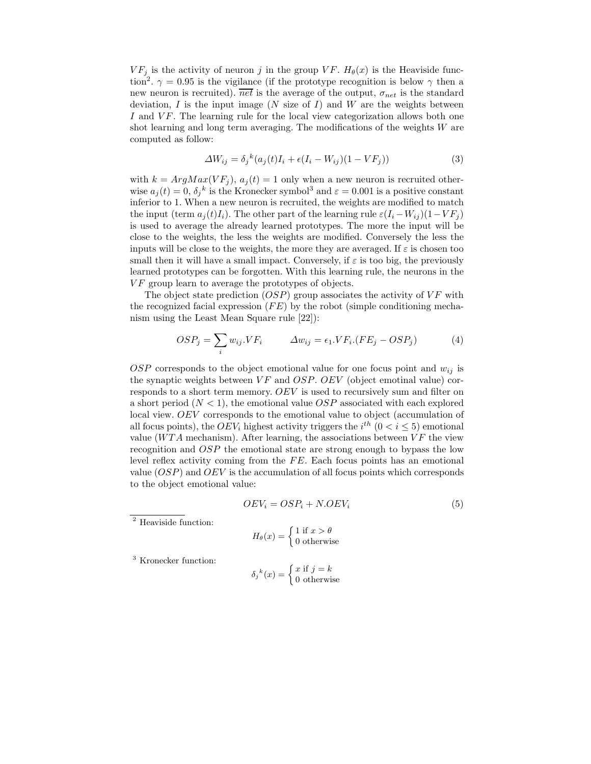$VF_j$ is the activity of neuron $j$ in the group $VF$. $H_\theta(x)$ is the Heaviside function[2]. $\gamma = 0.95$ is the vigilance (if the prototype recognition is below $\gamma$ then a new neuron is recruited). $\overline{net}$ is the average of the output, $\sigma_{net}$ is the standard deviation, $I$ is the input image ($N$ size of $I$) and $W$ are the weights between $I$ and $VF$. The learning rule for the local view categorization allows both one shot learning and long term averaging. The modifications of the weights $W$ are computed as follow:

$$\Delta W_{ij} = \delta_j{}^k (a_j(t) I_i + \epsilon (I_i - W_{ij})(1 - VF_j)) \tag{3}$$

with $k = ArgMax(VF_j)$, $a_j(t) = 1$ only when a new neuron is recruited otherwise $a_j(t) = 0$, $\delta_j{}^k$ is the Kronecker symbol[3] and $\varepsilon = 0.001$ is a positive constant inferior to 1. When a new neuron is recruited, the weights are modified to match the input (term $a_j(t)I_i$). The other part of the learning rule $\varepsilon(I_i - W_{ij})(1 - VF_j)$ is used to average the already learned prototypes. The more the input will be close to the weights, the less the weights are modified. Conversely the less the inputs will be close to the weights, the more they are averaged. If $\varepsilon$ is chosen too small then it will have a small impact. Conversely, if $\varepsilon$ is too big, the previously learned prototypes can be forgotten. With this learning rule, the neurons in the $VF$ group learn to average the prototypes of objects.

The object state prediction ($OSP$) group associates the activity of $VF$ with the recognized facial expression ($FE$) by the robot (simple conditioning mechanism using the Least Mean Square rule [22]):

$$OSP_j = \sum_i w_{ij}.VF_i \qquad \Delta w_{ij} = \epsilon_1.VF_i.(FE_j - OSP_j) \tag{4}$$

$OSP$ corresponds to the object emotional value for one focus point and $w_{ij}$ is the synaptic weights between $VF$ and $OSP$. $OEV$ (object emotinal value) corresponds to a short term memory. $OEV$ is used to recursively sum and filter on a short period ($N < 1$), the emotional value $OSP$ associated with each explored local view. $OEV$ corresponds to the emotional value to object (accumulation of all focus points), the $OEV_i$ highest activity triggers the $i^{th}$ ($0 < i \leq 5$) emotional value ($WTA$ mechanism). After learning, the associations between $VF$ the view recognition and $OSP$ the emotional state are strong enough to bypass the low level reflex activity coming from the $FE$. Each focus points has an emotional value ($OSP$) and $OEV$ is the accumulation of all focus points which corresponds to the object emotional value:

$$OEV_i = OSP_i + N.OEV_i \tag{5}$$

[2] Heaviside function:

$$H_\theta(x) = \begin{cases} 1 \text{ if } x > \theta \\ 0 \text{ otherwise} \end{cases}$$

[3] Kronecker function:

$$\delta_j{}^k(x) = \begin{cases} x \text{ if } j = k \\ 0 \text{ otherwise} \end{cases}$$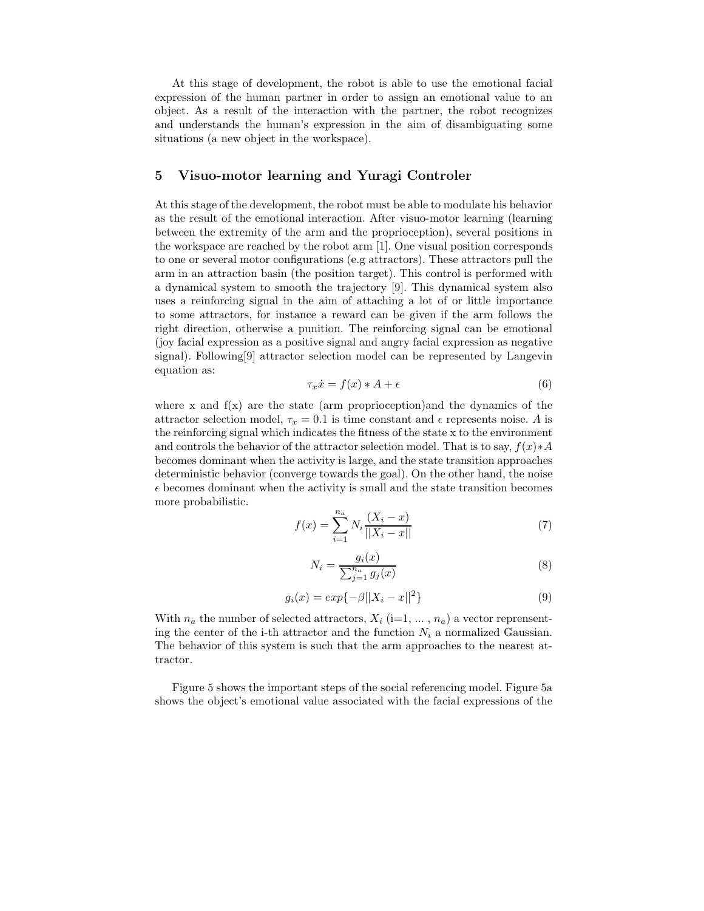At this stage of development, the robot is able to use the emotional facial expression of the human partner in order to assign an emotional value to an object. As a result of the interaction with the partner, the robot recognizes and understands the human's expression in the aim of disambiguating some situations (a new object in the workspace).

## 5 Visuo-motor learning and Yuragi Controler

At this stage of the development, the robot must be able to modulate his behavior as the result of the emotional interaction. After visuo-motor learning (learning between the extremity of the arm and the proprioception), several positions in the workspace are reached by the robot arm [1]. One visual position corresponds to one or several motor configurations (e.g attractors). These attractors pull the arm in an attraction basin (the position target). This control is performed with a dynamical system to smooth the trajectory [9]. This dynamical system also uses a reinforcing signal in the aim of attaching a lot of or little importance to some attractors, for instance a reward can be given if the arm follows the right direction, otherwise a punition. The reinforcing signal can be emotional (joy facial expression as a positive signal and angry facial expression as negative signal). Following[9] attractor selection model can be represented by Langevin equation as:

$$\tau_x \dot{x} = f(x) * A + \epsilon \tag{6}$$

where x and f(x) are the state (arm proprioception)and the dynamics of the attractor selection model, $\tau_x = 0.1$ is time constant and $\epsilon$ represents noise. $A$ is the reinforcing signal which indicates the fitness of the state x to the environment and controls the behavior of the attractor selection model. That is to say, $f(x)*A$ becomes dominant when the activity is large, and the state transition approaches deterministic behavior (converge towards the goal). On the other hand, the noise $\epsilon$ becomes dominant when the activity is small and the state transition becomes more probabilistic.

$$f(x) = \sum_{i=1}^{n_a} N_i \frac{(X_i - x)}{||X_i - x||} \tag{7}$$

$$N_i = \frac{g_i(x)}{\sum_{j=1}^{n_a} g_j(x)} \tag{8}$$

$$g_i(x) = exp\{-\beta ||X_i - x||^2\} \tag{9}$$

With $n_a$ the number of selected attractors, $X_i$ (i=1, ... , $n_a$) a vector representing the center of the i-th attractor and the function $N_i$ a normalized Gaussian. The behavior of this system is such that the arm approaches to the nearest attractor.

Figure 5 shows the important steps of the social referencing model. Figure 5a shows the object's emotional value associated with the facial expressions of the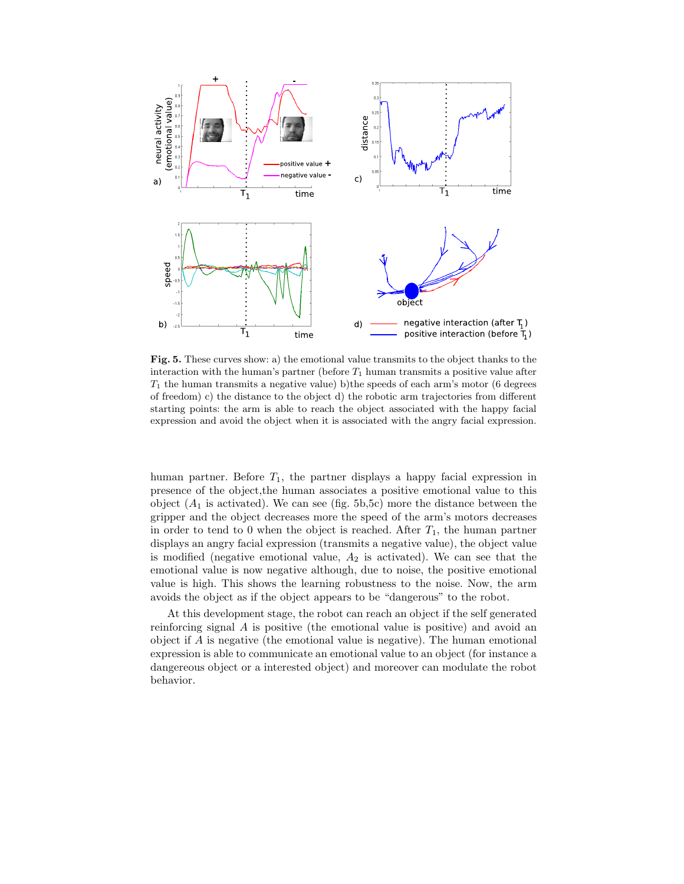**Fig. 5.** These curves show: a) the emotional value transmits to the object thanks to the interaction with the human's partner (before $T_1$ human transmits a positive value after $T_1$ the human transmits a negative value) b)the speeds of each arm's motor (6 degrees of freedom) c) the distance to the object d) the robotic arm trajectories from different starting points: the arm is able to reach the object associated with the happy facial expression and avoid the object when it is associated with the angry facial expression.

human partner. Before $T_1$, the partner displays a happy facial expression in presence of the object,the human associates a positive emotional value to this object ($A_1$ is activated). We can see (fig. 5b,5c) more the distance between the gripper and the object decreases more the speed of the arm's motors decreases in order to tend to 0 when the object is reached. After $T_1$, the human partner displays an angry facial expression (transmits a negative value), the object value is modified (negative emotional value, $A_2$ is activated). We can see that the emotional value is now negative although, due to noise, the positive emotional value is high. This shows the learning robustness to the noise. Now, the arm avoids the object as if the object appears to be "dangerous" to the robot.

At this development stage, the robot can reach an object if the self generated reinforcing signal $A$ is positive (the emotional value is positive) and avoid an object if $A$ is negative (the emotional value is negative). The human emotional expression is able to communicate an emotional value to an object (for instance a dangereous object or a interested object) and moreover can modulate the robot behavior.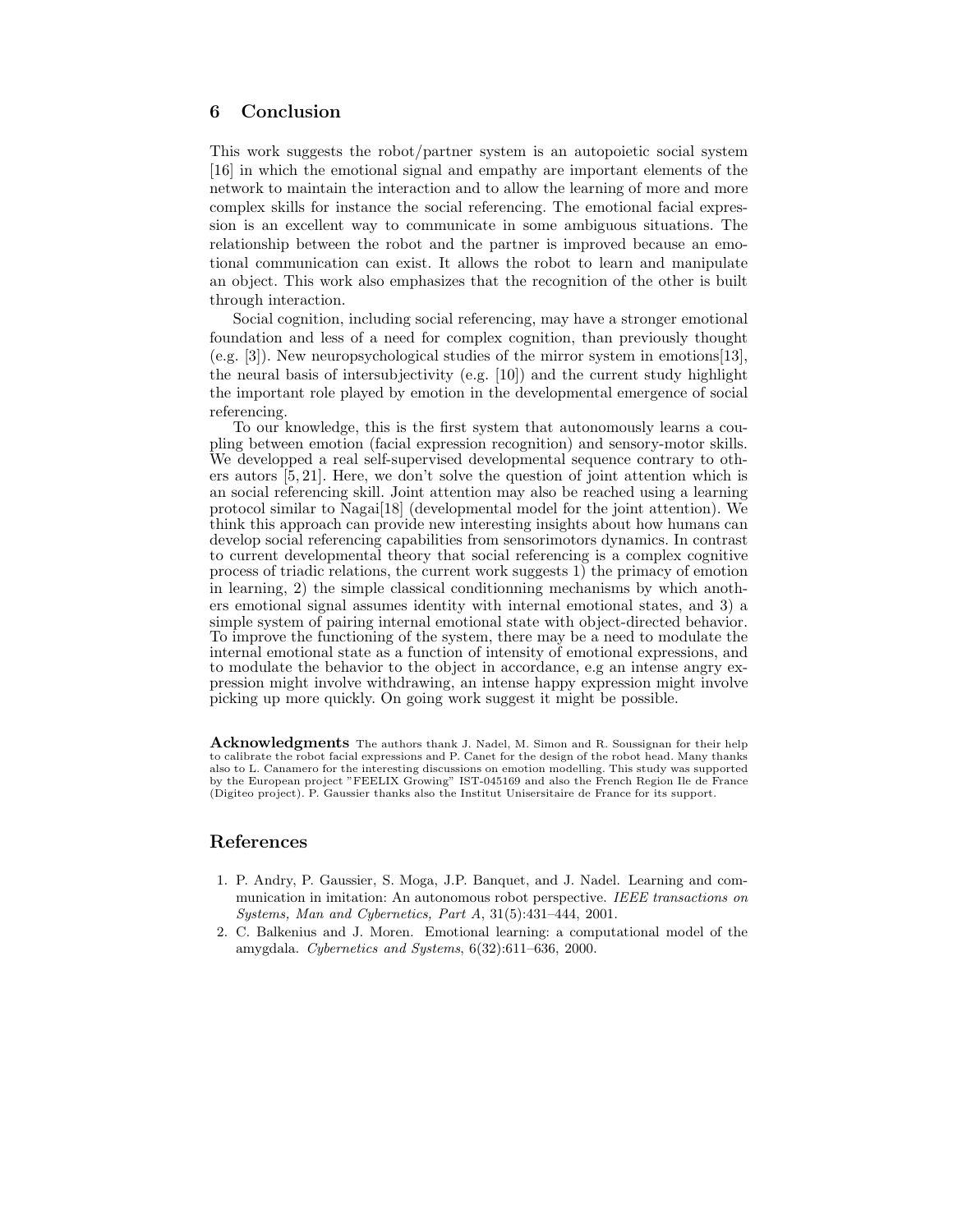## 6 Conclusion

This work suggests the robot/partner system is an autopoietic social system [16] in which the emotional signal and empathy are important elements of the network to maintain the interaction and to allow the learning of more and more complex skills for instance the social referencing. The emotional facial expression is an excellent way to communicate in some ambiguous situations. The relationship between the robot and the partner is improved because an emotional communication can exist. It allows the robot to learn and manipulate an object. This work also emphasizes that the recognition of the other is built through interaction.

Social cognition, including social referencing, may have a stronger emotional foundation and less of a need for complex cognition, than previously thought (e.g. [3]). New neuropsychological studies of the mirror system in emotions[13], the neural basis of intersubjectivity (e.g. [10]) and the current study highlight the important role played by emotion in the developmental emergence of social referencing.

To our knowledge, this is the first system that autonomously learns a coupling between emotion (facial expression recognition) and sensory-motor skills. We developped a real self-supervised developmental sequence contrary to others autors [5, 21]. Here, we don't solve the question of joint attention which is an social referencing skill. Joint attention may also be reached using a learning protocol similar to Nagai[18] (developmental model for the joint attention). We think this approach can provide new interesting insights about how humans can develop social referencing capabilities from sensorimotors dynamics. In contrast to current developmental theory that social referencing is a complex cognitive process of triadic relations, the current work suggests 1) the primacy of emotion in learning, 2) the simple classical conditionning mechanisms by which anothers emotional signal assumes identity with internal emotional states, and 3) a simple system of pairing internal emotional state with object-directed behavior. To improve the functioning of the system, there may be a need to modulate the internal emotional state as a function of intensity of emotional expressions, and to modulate the behavior to the object in accordance, e.g an intense angry expression might involve withdrawing, an intense happy expression might involve picking up more quickly. On going work suggest it might be possible.

**Acknowledgments** The authors thank J. Nadel, M. Simon and R. Soussignan for their help to calibrate the robot facial expressions and P. Canet for the design of the robot head. Many thanks also to L. Canamero for the interesting discussions on emotion modelling. This study was supported by the European project "FEELIX Growing" IST-045169 and also the French Region Ile de France (Digiteo project). P. Gaussier thanks also the Institut Unisersitaire de France for its support.

## References

1. P. Andry, P. Gaussier, S. Moga, J.P. Banquet, and J. Nadel. Learning and communication in imitation: An autonomous robot perspective. *IEEE transactions on Systems, Man and Cybernetics, Part A*, 31(5):431–444, 2001.
2. C. Balkenius and J. Moren. Emotional learning: a computational model of the amygdala. *Cybernetics and Systems*, 6(32):611–636, 2000.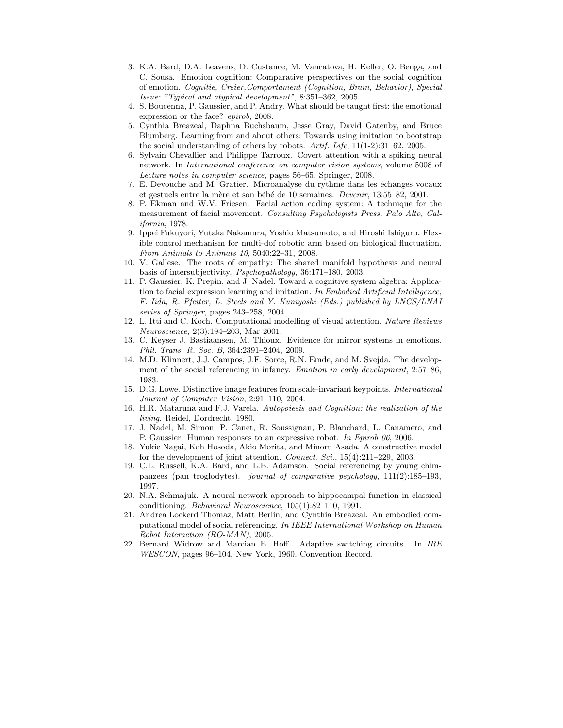3. K.A. Bard, D.A. Leavens, D. Custance, M. Vancatova, H. Keller, O. Benga, and C. Sousa. Emotion cognition: Comparative perspectives on the social cognition of emotion. *Cognitie, Creier,Comportament (Cognition, Brain, Behavior), Special Issue: "Typical and atypical development"*, 8:351–362, 2005.
4. S. Boucenna, P. Gaussier, and P. Andry. What should be taught first: the emotional expression or the face? *epirob*, 2008.
5. Cynthia Breazeal, Daphna Buchsbaum, Jesse Gray, David Gatenby, and Bruce Blumberg. Learning from and about others: Towards using imitation to bootstrap the social understanding of others by robots. *Artif. Life*, 11(1-2):31–62, 2005.
6. Sylvain Chevallier and Philippe Tarroux. Covert attention with a spiking neural network. In *International conference on computer vision systems*, volume 5008 of *Lecture notes in computer science*, pages 56–65. Springer, 2008.
7. E. Devouche and M. Gratier. Microanalyse du rythme dans les échanges vocaux et gestuels entre la mère et son bébé de 10 semaines. *Devenir*, 13:55–82, 2001.
8. P. Ekman and W.V. Friesen. Facial action coding system: A technique for the measurement of facial movement. *Consulting Psychologists Press, Palo Alto, California*, 1978.
9. Ippei Fukuyori, Yutaka Nakamura, Yoshio Matsumoto, and Hiroshi Ishiguro. Flexible control mechanism for multi-dof robotic arm based on biological fluctuation. *From Animals to Animats 10*, 5040:22–31, 2008.
10. V. Gallese. The roots of empathy: The shared manifold hypothesis and neural basis of intersubjectivity. *Psychopathology*, 36:171–180, 2003.
11. P. Gaussier, K. Prepin, and J. Nadel. Toward a cognitive system algebra: Application to facial expression learning and imitation. *In Embodied Artificial Intelligence, F. Iida, R. Pfeiter, L. Steels and Y. Kuniyoshi (Eds.) published by LNCS/LNAI series of Springer*, pages 243–258, 2004.
12. L. Itti and C. Koch. Computational modelling of visual attention. *Nature Reviews Neuroscience*, 2(3):194–203, Mar 2001.
13. C. Keyser J. Bastiaansen, M. Thioux. Evidence for mirror systems in emotions. *Phil. Trans. R. Soc. B*, 364:2391–2404, 2009.
14. M.D. Klinnert, J.J. Campos, J.F. Sorce, R.N. Emde, and M. Svejda. The development of the social referencing in infancy. *Emotion in early development*, 2:57–86, 1983.
15. D.G. Lowe. Distinctive image features from scale-invariant keypoints. *International Journal of Computer Vision*, 2:91–110, 2004.
16. H.R. Mataruna and F.J. Varela. *Autopoiesis and Cognition: the realization of the living*. Reidel, Dordrecht, 1980.
17. J. Nadel, M. Simon, P. Canet, R. Soussignan, P. Blanchard, L. Canamero, and P. Gaussier. Human responses to an expressive robot. *In Epirob 06*, 2006.
18. Yukie Nagai, Koh Hosoda, Akio Morita, and Minoru Asada. A constructive model for the development of joint attention. *Connect. Sci.*, 15(4):211–229, 2003.
19. C.L. Russell, K.A. Bard, and L.B. Adamson. Social referencing by young chimpanzees (pan troglodytes). *journal of comparative psychology*, 111(2):185–193, 1997.
20. N.A. Schmajuk. A neural network approach to hippocampal function in classical conditioning. *Behavioral Neuroscience*, 105(1):82–110, 1991.
21. Andrea Lockerd Thomaz, Matt Berlin, and Cynthia Breazeal. An embodied computational model of social referencing. *In IEEE International Workshop on Human Robot Interaction (RO-MAN)*, 2005.
22. Bernard Widrow and Marcian E. Hoff. Adaptive switching circuits. In *IRE WESCON*, pages 96–104, New York, 1960. Convention Record.